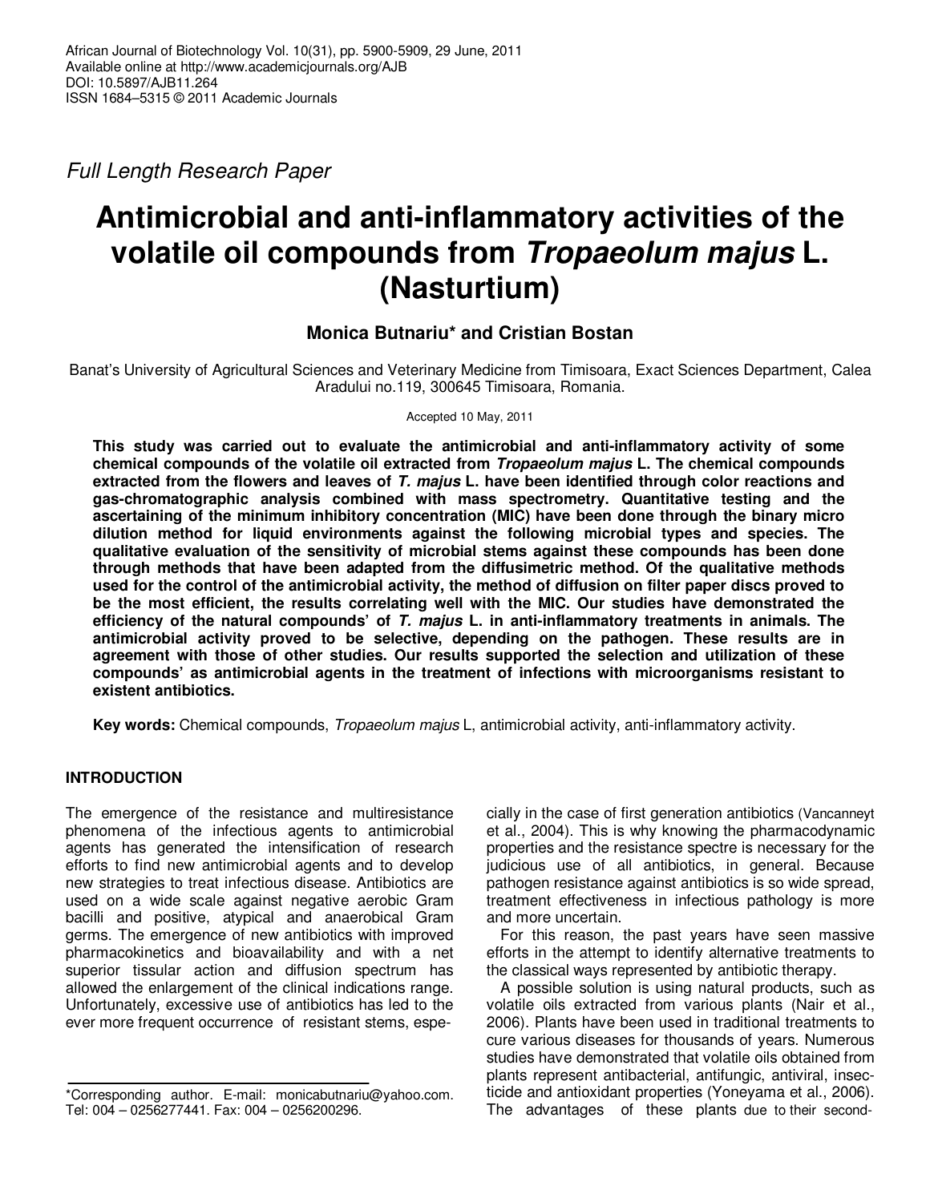Full Length Research Paper

# Antimicrobial and anti-inflammatory activities of the volatile oil compounds from *Tropaeolum majus* L. (Nasturtium)

**Monica Butnariu\* and Cristian Bostan**

Banat's University of Agricultural Sciences and Veterinary Medicine from Timisoara, Exact Sciences Department, Calea Aradului no.119, 300645 Timisoara, Romania.

Accepted 10 May, 2011

**This study was carried out to evaluate the antimicrobial and anti-inflammatory activity of some chemical compounds of the volatile oil extracted from *Tropaeolum majus* L. The chemical compounds extracted from the flowers and leaves of *T. majus* L. have been identified through color reactions and gas-chromatographic analysis combined with mass spectrometry. Quantitative testing and the ascertaining of the minimum inhibitory concentration (MIC) have been done through the binary micro dilution method for liquid environments against the following microbial types and species. The qualitative evaluation of the sensitivity of microbial stems against these compounds has been done through methods that have been adapted from the diffusimetric method. Of the qualitative methods used for the control of the antimicrobial activity, the method of diffusion on filter paper discs proved to be the most efficient, the results correlating well with the MIC. Our studies have demonstrated the efficiency of the natural compounds' of *T. majus* L. in anti-inflammatory treatments in animals. The antimicrobial activity proved to be selective, depending on the pathogen. These results are in agreement with those of other studies. Our results supported the selection and utilization of these compounds' as antimicrobial agents in the treatment of infections with microorganisms resistant to existent antibiotics.**

**Key words:** Chemical compounds, *Tropaeolum majus* L, antimicrobial activity, anti-inflammatory activity.

## INTRODUCTION

The emergence of the resistance and multiresistance phenomena of the infectious agents to antimicrobial agents has generated the intensification of research efforts to find new antimicrobial agents and to develop new strategies to treat infectious disease. Antibiotics are used on a wide scale against negative aerobic Gram bacilli and positive, atypical and anaerobical Gram germs. The emergence of new antibiotics with improved pharmacokinetics and bioavailability and with a net superior tissular action and diffusion spectrum has allowed the enlargement of the clinical indications range. Unfortunately, excessive use of antibiotics has led to the ever more frequent occurrence of resistant stems, especially in the case of first generation antibiotics (Vancanneyt et al., 2004). This is why knowing the pharmacodynamic properties and the resistance spectre is necessary for the judicious use of all antibiotics, in general. Because pathogen resistance against antibiotics is so wide spread, treatment effectiveness in infectious pathology is more and more uncertain.

For this reason, the past years have seen massive efforts in the attempt to identify alternative treatments to the classical ways represented by antibiotic therapy.

A possible solution is using natural products, such as volatile oils extracted from various plants (Nair et al., 2006). Plants have been used in traditional treatments to cure various diseases for thousands of years. Numerous studies have demonstrated that volatile oils obtained from plants represent antibacterial, antifungic, antiviral, insecticide and antioxidant properties (Yoneyama et al., 2006). The advantages of these plants due to their second-

\*Corresponding author. E-mail: monicabutnariu@yahoo.com. Tel: 004 – 0256277441. Fax: 004 – 0256200296.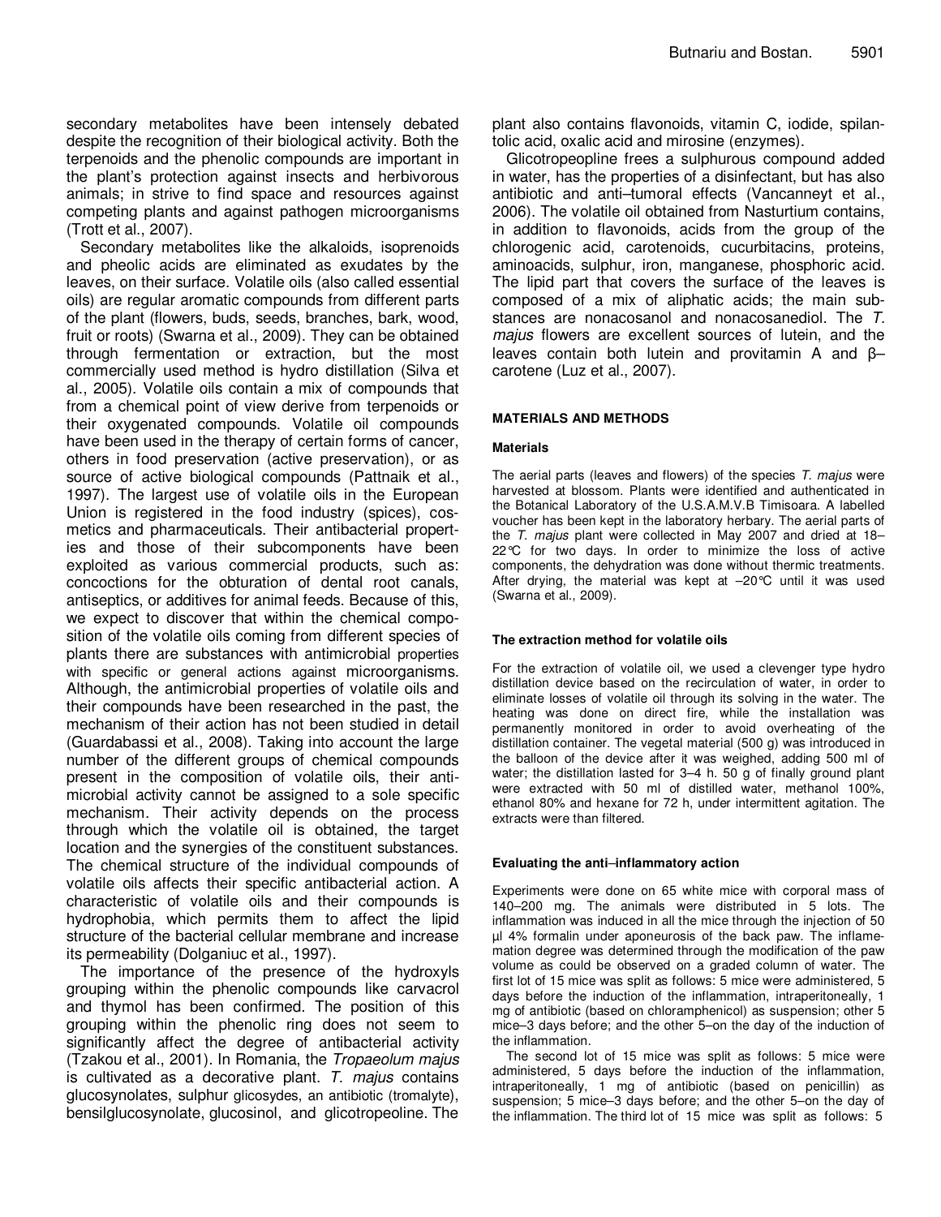secondary metabolites have been intensely debated despite the recognition of their biological activity. Both the terpenoids and the phenolic compounds are important in the plant's protection against insects and herbivorous animals; in strive to find space and resources against competing plants and against pathogen microorganisms (Trott et al., 2007).

Secondary metabolites like the alkaloids, isoprenoids and pheolic acids are eliminated as exudates by the leaves, on their surface. Volatile oils (also called essential oils) are regular aromatic compounds from different parts of the plant (flowers, buds, seeds, branches, bark, wood, fruit or roots) (Swarna et al., 2009). They can be obtained through fermentation or extraction, but the most commercially used method is hydro distillation (Silva et al., 2005). Volatile oils contain a mix of compounds that from a chemical point of view derive from terpenoids or their oxygenated compounds. Volatile oil compounds have been used in the therapy of certain forms of cancer, others in food preservation (active preservation), or as source of active biological compounds (Pattnaik et al., 1997). The largest use of volatile oils in the European Union is registered in the food industry (spices), cosmetics and pharmaceuticals. Their antibacterial properties and those of their subcomponents have been exploited as various commercial products, such as: concoctions for the obturation of dental root canals, antiseptics, or additives for animal feeds. Because of this, we expect to discover that within the chemical composition of the volatile oils coming from different species of plants there are substances with antimicrobial properties with specific or general actions against microorganisms. Although, the antimicrobial properties of volatile oils and their compounds have been researched in the past, the mechanism of their action has not been studied in detail (Guardabassi et al., 2008). Taking into account the large number of the different groups of chemical compounds present in the composition of volatile oils, their antimicrobial activity cannot be assigned to a sole specific mechanism. Their activity depends on the process through which the volatile oil is obtained, the target location and the synergies of the constituent substances. The chemical structure of the individual compounds of volatile oils affects their specific antibacterial action. A characteristic of volatile oils and their compounds is hydrophobia, which permits them to affect the lipid structure of the bacterial cellular membrane and increase its permeability (Dolganiuc et al., 1997).

The importance of the presence of the hydroxyls grouping within the phenolic compounds like carvacrol and thymol has been confirmed. The position of this grouping within the phenolic ring does not seem to significantly affect the degree of antibacterial activity (Tzakou et al., 2001). In Romania, the *Tropaeolum majus* is cultivated as a decorative plant. *T. majus* contains glucosynolates, sulphur glicosydes, an antibiotic (tromalyte), bensilglucosynolate, glucosinol, and glicotropeoline. The plant also contains flavonoids, vitamin C, iodide, spilantolic acid, oxalic acid and mirosine (enzymes).

Glicotropeopline frees a sulphurous compound added in water, has the properties of a disinfectant, but has also antibiotic and anti–tumoral effects (Vancanneyt et al., 2006). The volatile oil obtained from Nasturtium contains, in addition to flavonoids, acids from the group of the chlorogenic acid, carotenoids, cucurbitacins, proteins, aminoacids, sulphur, iron, manganese, phosphoric acid. The lipid part that covers the surface of the leaves is composed of a mix of aliphatic acids; the main substances are nonacosanol and nonacosanediol. The *T. majus* flowers are excellent sources of lutein, and the leaves contain both lutein and provitamin A and β–carotene (Luz et al., 2007).

## MATERIALS AND METHODS

### Materials

The aerial parts (leaves and flowers) of the species *T. majus* were harvested at blossom. Plants were identified and authenticated in the Botanical Laboratory of the U.S.A.M.V.B Timisoara. A labelled voucher has been kept in the laboratory herbary. The aerial parts of the *T. majus* plant were collected in May 2007 and dried at 18–22°C for two days. In order to minimize the loss of active components, the dehydration was done without thermic treatments. After drying, the material was kept at –20°C until it was used (Swarna et al., 2009).

### The extraction method for volatile oils

For the extraction of volatile oil, we used a clevenger type hydro distillation device based on the recirculation of water, in order to eliminate losses of volatile oil through its solving in the water. The heating was done on direct fire, while the installation was permanently monitored in order to avoid overheating of the distillation container. The vegetal material (500 g) was introduced in the balloon of the device after it was weighed, adding 500 ml of water; the distillation lasted for 3–4 h. 50 g of finally ground plant were extracted with 50 ml of distilled water, methanol 100%, ethanol 80% and hexane for 72 h, under intermittent agitation. The extracts were than filtered.

### Evaluating the anti–inflammatory action

Experiments were done on 65 white mice with corporal mass of 140–200 mg. The animals were distributed in 5 lots. The inflammation was induced in all the mice through the injection of 50 µl 4% formalin under aponeurosis of the back paw. The inflamemation degree was determined through the modification of the paw volume as could be observed on a graded column of water. The first lot of 15 mice was split as follows: 5 mice were administered, 5 days before the induction of the inflammation, intraperitoneally, 1 mg of antibiotic (based on chloramphenicol) as suspension; other 5 mice–3 days before; and the other 5–on the day of the induction of the inflammation.

The second lot of 15 mice was split as follows: 5 mice were administered, 5 days before the induction of the inflammation, intraperitoneally, 1 mg of antibiotic (based on penicillin) as suspension; 5 mice–3 days before; and the other 5–on the day of the inflammation. The third lot of 15 mice was split as follows: 5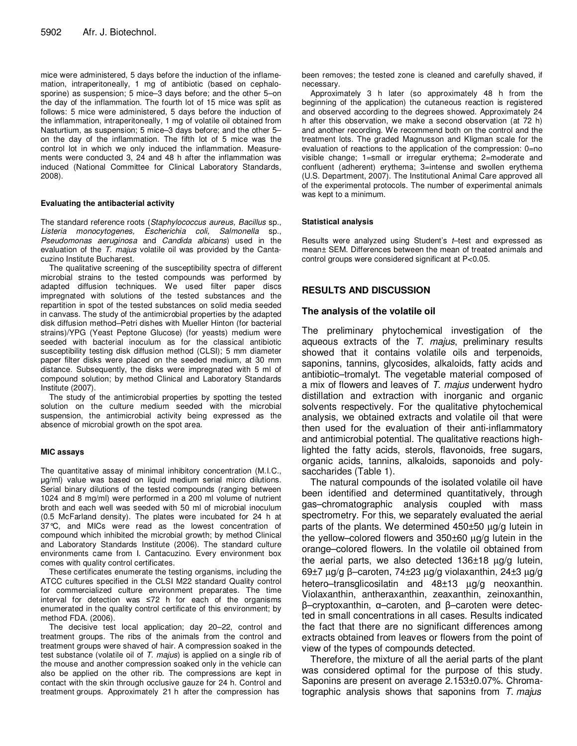mice were administered, 5 days before the induction of the inflamemation, intraperitoneally, 1 mg of antibiotic (based on cephalosporine) as suspension; 5 mice–3 days before; and the other 5–on the day of the inflammation. The fourth lot of 15 mice was split as follows: 5 mice were administered, 5 days before the induction of the inflammation, intraperitoneally, 1 mg of volatile oil obtained from Nasturtium, as suspension; 5 mice–3 days before; and the other 5–on the day of the inflammation. The fifth lot of 5 mice was the control lot in which we only induced the inflammation. Measurements were conducted 3, 24 and 48 h after the inflammation was induced (National Committee for Clinical Laboratory Standards, 2008).

#### Evaluating the antibacterial activity

The standard reference roots (*Staphylococcus aureus, Bacillus* sp., *Listeria monocytogenes, Escherichia coli, Salmonella* sp., *Pseudomonas aeruginosa* and *Candida albicans*) used in the evaluation of the *T. majus* volatile oil was provided by the Cantacuzino Institute Bucharest.

The qualitative screening of the susceptibility spectra of different microbial strains to the tested compounds was performed by adapted diffusion techniques. We used filter paper discs impregnated with solutions of the tested substances and the repartition in spot of the tested substances on solid media seeded in canvass. The study of the antimicrobial properties by the adapted disk diffusion method–Petri dishes with Mueller Hinton (for bacterial strains)/YPG (Yeast Peptone Glucose) (for yeasts) medium were seeded with bacterial inoculum as for the classical antibiotic susceptibility testing disk diffusion method (CLSI); 5 mm diameter paper filter disks were placed on the seeded medium, at 30 mm distance. Subsequently, the disks were impregnated with 5 ml of compound solution; by method Clinical and Laboratory Standards Institute (2007).

The study of the antimicrobial properties by spotting the tested solution on the culture medium seeded with the microbial suspension, the antimicrobial activity being expressed as the absence of microbial growth on the spot area.

#### MIC assays

The quantitative assay of minimal inhibitory concentration (M.I.C., µg/ml) value was based on liquid medium serial micro dilutions. Serial binary dilutions of the tested compounds (ranging between 1024 and 8 mg/ml) were performed in a 200 ml volume of nutrient broth and each well was seeded with 50 ml of microbial inoculum (0.5 McFarland density). The plates were incubated for 24 h at 37°C, and MICs were read as the lowest concentration of compound which inhibited the microbial growth; by method Clinical and Laboratory Standards Institute (2006). The standard culture environments came from I. Cantacuzino. Every environment box comes with quality control certificates.

These certificates enumerate the testing organisms, including the ATCC cultures specified in the CLSI M22 standard Quality control for commercialized culture environment preparates. The time interval for detection was ≤72 h for each of the organisms enumerated in the quality control certificate of this environment; by method FDA. (2006).

The decisive test local application; day 20–22, control and treatment groups. The ribs of the animals from the control and treatment groups were shaved of hair. A compression soaked in the test substance (volatile oil of *T. majus*) is applied on a single rib of the mouse and another compression soaked only in the vehicle can also be applied on the other rib. The compressions are kept in contact with the skin through occlusive gauze for 24 h. Control and treatment groups. Approximately 21 h after the compression has been removes; the tested zone is cleaned and carefully shaved, if necessary.

Approximately 3 h later (so approximately 48 h from the beginning of the application) the cutaneous reaction is registered and observed according to the degrees showed. Approximately 24 h after this observation, we make a second observation (at 72 h) and another recording. We recommend both on the control and the treatment lots. The graded Magnusson and Kligman scale for the evaluation of reactions to the application of the compression: 0=no visible change; 1=small or irregular erythema; 2=moderate and confluent (adherent) erythema; 3=intense and swollen erythema (U.S. Department, 2007). The Institutional Animal Care approved all of the experimental protocols. The number of experimental animals was kept to a minimum.

#### Statistical analysis

Results were analyzed using Student's *t*–test and expressed as mean± SEM. Differences between the mean of treated animals and control groups were considered significant at $P<0.05$.

## RESULTS AND DISCUSSION

### The analysis of the volatile oil

The preliminary phytochemical investigation of the aqueous extracts of the *T. majus*, preliminary results showed that it contains volatile oils and terpenoids, saponins, tannins, glycosides, alkaloids, fatty acids and antibiotic–tromalyt. The vegetable material composed of a mix of flowers and leaves of *T. majus* underwent hydro distillation and extraction with inorganic and organic solvents respectively. For the qualitative phytochemical analysis, we obtained extracts and volatile oil that were then used for the evaluation of their anti-inflammatory and antimicrobial potential. The qualitative reactions highlighted the fatty acids, sterols, flavonoids, free sugars, organic acids, tannins, alkaloids, saponoids and polysaccharides (Table 1).

The natural compounds of the isolated volatile oil have been identified and determined quantitatively, through gas–chromatographic analysis coupled with mass spectrometry. For this, we separately evaluated the aerial parts of the plants. We determined 450±50 µg/g lutein in the yellow–colored flowers and 350±60 µg/g lutein in the orange–colored flowers. In the volatile oil obtained from the aerial parts, we also detected 136±18 µg/g lutein, 69±7 µg/g β–caroten, 74±23 µg/g violaxanthin, 24±3 µg/g hetero–transglicosilatin and 48±13 µg/g neoxanthin. Violaxanthin, antheraxanthin, zeaxanthin, zeinoxanthin, β–cryptoxanthin, α–caroten, and β–caroten were detected in small concentrations in all cases. Results indicated the fact that there are no significant differences among extracts obtained from leaves or flowers from the point of view of the types of compounds detected.

Therefore, the mixture of all the aerial parts of the plant was considered optimal for the purpose of this study. Saponins are present on average 2.153±0.07%. Chromatographic analysis shows that saponins from *T. majus*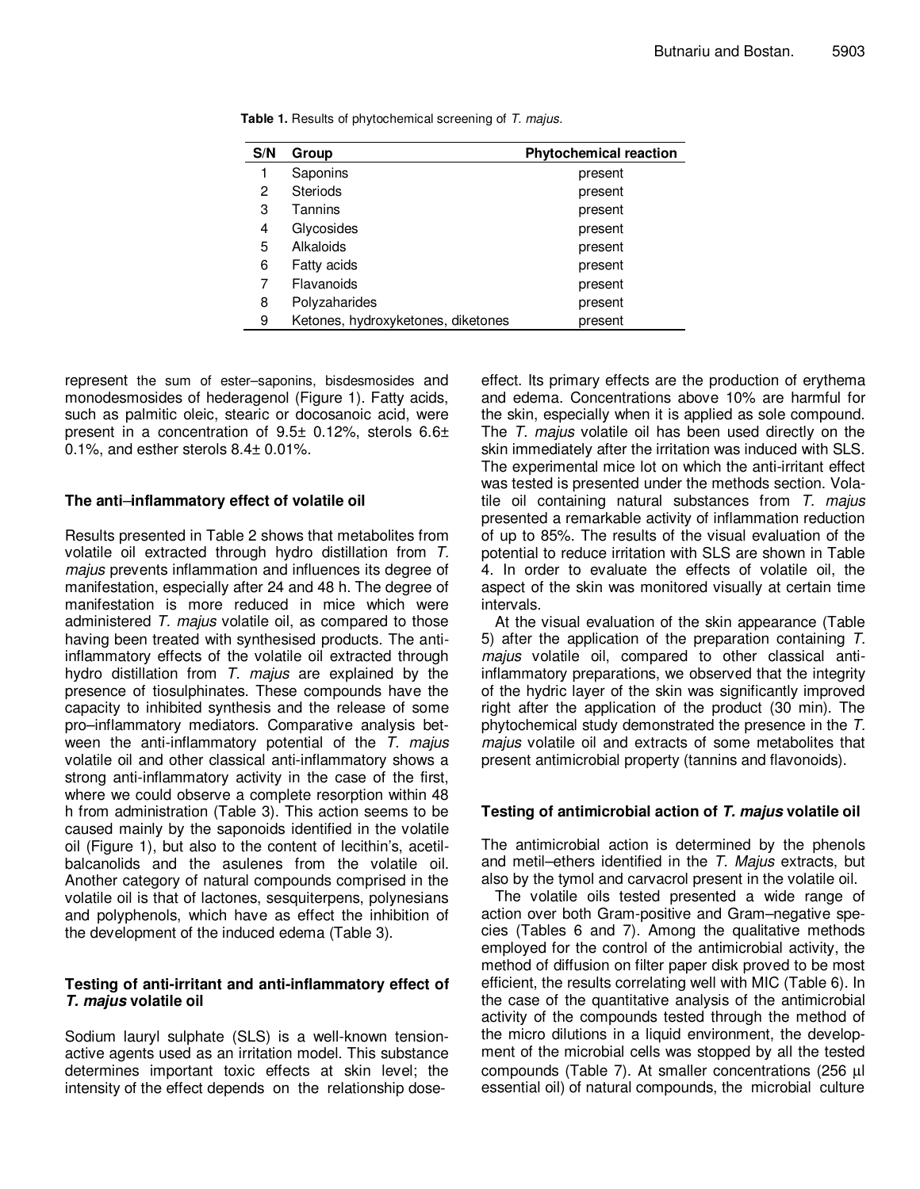**Table 1.** Results of phytochemical screening of *T. majus*.

| S/N | Group | Phytochemical reaction |
|---|---|---|
| 1 | Saponins | present |
| 2 | Steriods | present |
| 3 | Tannins | present |
| 4 | Glycosides | present |
| 5 | Alkaloids | present |
| 6 | Fatty acids | present |
| 7 | Flavanoids | present |
| 8 | Polyzaharides | present |
| 9 | Ketones, hydroxyketones, diketones | present |

represent the sum of ester–saponins, bisdesmosides and monodesmosides of hederagenol (Figure 1). Fatty acids, such as palmitic oleic, stearic or docosanoic acid, were present in a concentration of 9.5± 0.12%, sterols 6.6± 0.1%, and esther sterols 8.4± 0.01%.

### The anti–inflammatory effect of volatile oil

Results presented in Table 2 shows that metabolites from volatile oil extracted through hydro distillation from *T. majus* prevents inflammation and influences its degree of manifestation, especially after 24 and 48 h. The degree of manifestation is more reduced in mice which were administered *T. majus* volatile oil, as compared to those having been treated with synthesised products. The anti-inflammatory effects of the volatile oil extracted through hydro distillation from *T. majus* are explained by the presence of tiosulphinates. These compounds have the capacity to inhibited synthesis and the release of some pro–inflammatory mediators. Comparative analysis between the anti-inflammatory potential of the *T. majus* volatile oil and other classical anti-inflammatory shows a strong anti-inflammatory activity in the case of the first, where we could observe a complete resorption within 48 h from administration (Table 3). This action seems to be caused mainly by the saponoids identified in the volatile oil (Figure 1), but also to the content of lecithin's, acetilbalcanolids and the asulenes from the volatile oil. Another category of natural compounds comprised in the volatile oil is that of lactones, sesquiterpens, polynesians and polyphenols, which have as effect the inhibition of the development of the induced edema (Table 3).

### Testing of anti-irritant and anti-inflammatory effect of *T. majus* volatile oil

Sodium lauryl sulphate (SLS) is a well-known tension-active agents used as an irritation model. This substance determines important toxic effects at skin level; the intensity of the effect depends on the relationship dose-effect. Its primary effects are the production of erythema and edema. Concentrations above 10% are harmful for the skin, especially when it is applied as sole compound. The *T. majus* volatile oil has been used directly on the skin immediately after the irritation was induced with SLS. The experimental mice lot on which the anti-irritant effect was tested is presented under the methods section. Volatile oil containing natural substances from *T. majus* presented a remarkable activity of inflammation reduction of up to 85%. The results of the visual evaluation of the potential to reduce irritation with SLS are shown in Table 4. In order to evaluate the effects of volatile oil, the aspect of the skin was monitored visually at certain time intervals.

At the visual evaluation of the skin appearance (Table 5) after the application of the preparation containing *T. majus* volatile oil, compared to other classical anti-inflammatory preparations, we observed that the integrity of the hydric layer of the skin was significantly improved right after the application of the product (30 min). The phytochemical study demonstrated the presence in the *T. majus* volatile oil and extracts of some metabolites that present antimicrobial property (tannins and flavonoids).

### Testing of antimicrobial action of *T. majus* volatile oil

The antimicrobial action is determined by the phenols and metil–ethers identified in the *T. Majus* extracts, but also by the tymol and carvacrol present in the volatile oil.

The volatile oils tested presented a wide range of action over both Gram-positive and Gram–negative species (Tables 6 and 7). Among the qualitative methods employed for the control of the antimicrobial activity, the method of diffusion on filter paper disk proved to be most efficient, the results correlating well with MIC (Table 6). In the case of the quantitative analysis of the antimicrobial activity of the compounds tested through the method of the micro dilutions in a liquid environment, the development of the microbial cells was stopped by all the tested compounds (Table 7). At smaller concentrations (256 µl essential oil) of natural compounds, the microbial culture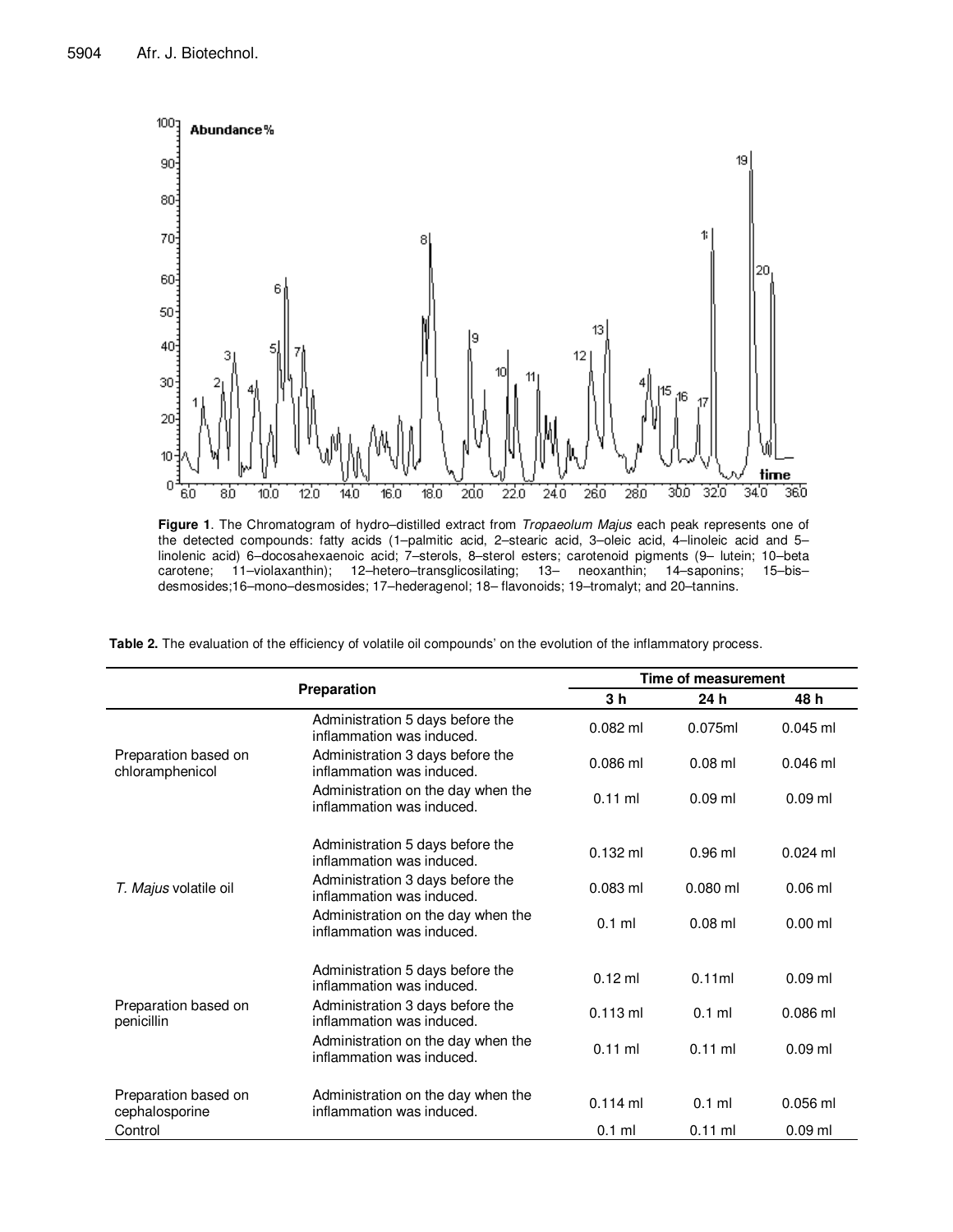**Figure 1**. The Chromatogram of hydro–distilled extract from *Tropaeolum Majus* each peak represents one of the detected compounds: fatty acids (1–palmitic acid, 2–stearic acid, 3–oleic acid, 4–linoleic acid and 5–linolenic acid) 6–docosahexaenoic acid; 7–sterols, 8–sterol esters; carotenoid pigments (9– lutein; 10–beta carotene; 11–violaxanthin); 12–hetero–transglicosilating; 13– neoxanthin; 14–saponins; 15–bis–desmosides;16–mono–desmosides; 17–hederagenol; 18– flavonoids; 19–tromalyt; and 20–tannins.

**Table 2.** The evaluation of the efficiency of volatile oil compounds' on the evolution of the inflammatory process.

| Preparation | | Time of measurement | | |
|---|---|---|---|---|
| | | 3 h | 24 h | 48 h |
| Preparation based on chloramphenicol | Administration 5 days before the inflammation was induced. | 0.082 ml | 0.075ml | 0.045 ml |
| | Administration 3 days before the inflammation was induced. | 0.086 ml | 0.08 ml | 0.046 ml |
| | Administration on the day when the inflammation was induced. | 0.11 ml | 0.09 ml | 0.09 ml |
| *T. Majus* volatile oil | Administration 5 days before the inflammation was induced. | 0.132 ml | 0.96 ml | 0.024 ml |
| | Administration 3 days before the inflammation was induced. | 0.083 ml | 0.080 ml | 0.06 ml |
| | Administration on the day when the inflammation was induced. | 0.1 ml | 0.08 ml | 0.00 ml |
| Preparation based on penicillin | Administration 5 days before the inflammation was induced. | 0.12 ml | 0.11ml | 0.09 ml |
| | Administration 3 days before the inflammation was induced. | 0.113 ml | 0.1 ml | 0.086 ml |
| | Administration on the day when the inflammation was induced. | 0.11 ml | 0.11 ml | 0.09 ml |
| Preparation based on cephalosporine | Administration on the day when the inflammation was induced. | 0.114 ml | 0.1 ml | 0.056 ml |
| Control | | 0.1 ml | 0.11 ml | 0.09 ml |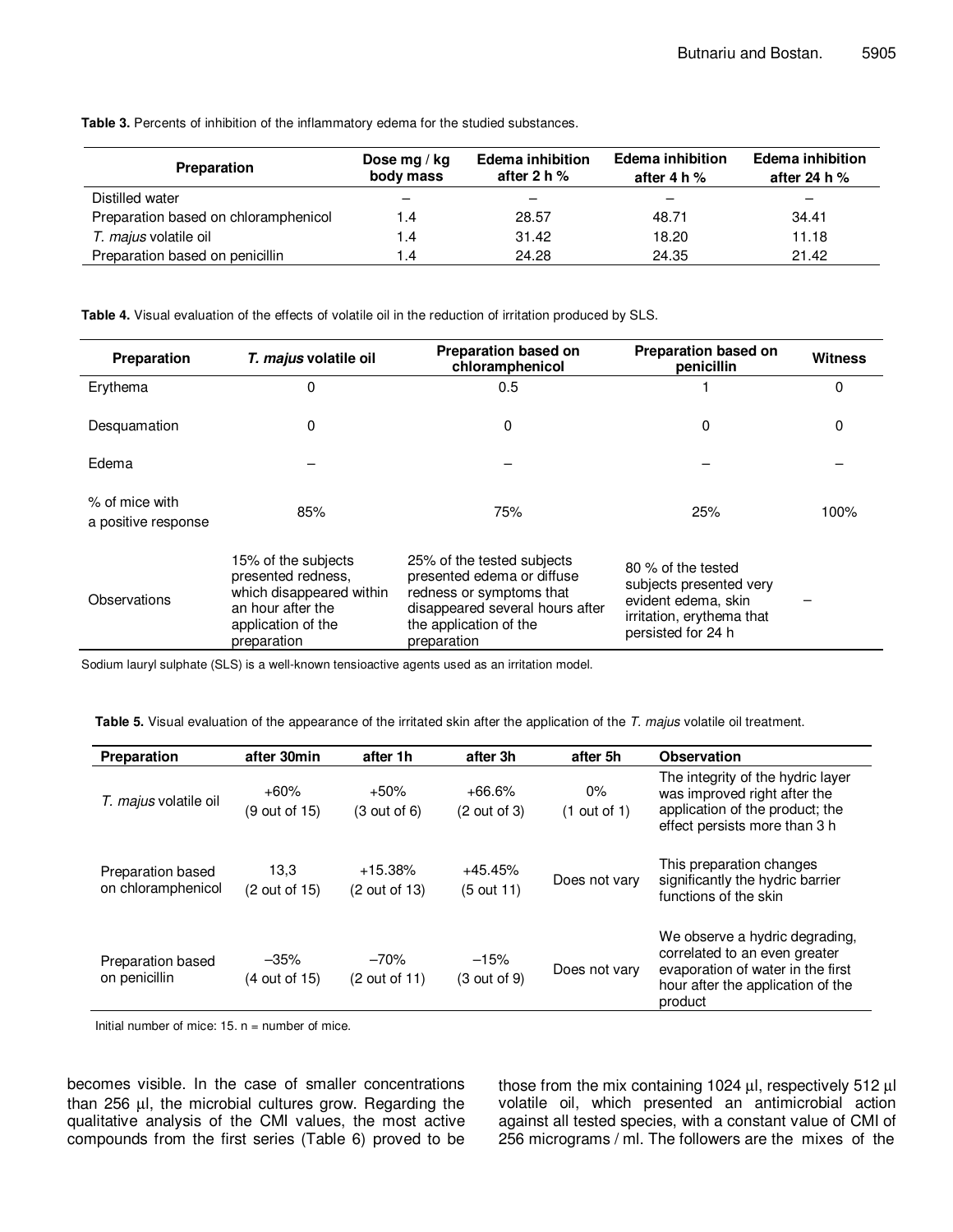**Table 3.** Percents of inhibition of the inflammatory edema for the studied substances.

| Preparation | Dose mg / kg body mass | Edema inhibition after 2 h % | Edema inhibition after 4 h % | Edema inhibition after 24 h % |
|---|---|---|---|---|
| Distilled water | – | – | – | – |
| Preparation based on chloramphenicol | 1.4 | 28.57 | 48.71 | 34.41 |
| *T. majus* volatile oil | 1.4 | 31.42 | 18.20 | 11.18 |
| Preparation based on penicillin | 1.4 | 24.28 | 24.35 | 21.42 |

**Table 4.** Visual evaluation of the effects of volatile oil in the reduction of irritation produced by SLS.

| Preparation | *T. majus* volatile oil | Preparation based on chloramphenicol | Preparation based on penicillin | Witness |
|---|---|---|---|---|
| Erythema | 0 | 0.5 | 1 | 0 |
| Desquamation | 0 | 0 | 0 | 0 |
| Edema | – | – | – | – |
| % of mice with a positive response | 85% | 75% | 25% | 100% |
| Observations | 15% of the subjects presented redness, which disappeared within an hour after the application of the preparation | 25% of the tested subjects presented edema or diffuse redness or symptoms that disappeared several hours after the application of the preparation | 80 % of the tested subjects presented very evident edema, skin irritation, erythema that persisted for 24 h | – |

Sodium lauryl sulphate (SLS) is a well-known tensioactive agents used as an irritation model.

**Table 5.** Visual evaluation of the appearance of the irritated skin after the application of the *T. majus* volatile oil treatment.

| Preparation | after 30min | after 1h | after 3h | after 5h | Observation |
|---|---|---|---|---|---|
| *T. majus* volatile oil | +60% (9 out of 15) | +50% (3 out of 6) | +66.6% (2 out of 3) | 0% (1 out of 1) | The integrity of the hydric layer was improved right after the application of the product; the effect persists more than 3 h |
| Preparation based on chloramphenicol | 13,3 (2 out of 15) | +15.38% (2 out of 13) | +45.45% (5 out 11) | Does not vary | This preparation changes significantly the hydric barrier functions of the skin |
| Preparation based on penicillin | –35% (4 out of 15) | –70% (2 out of 11) | –15% (3 out of 9) | Does not vary | We observe a hydric degrading, correlated to an even greater evaporation of water in the first hour after the application of the product |

Initial number of mice: 15. n = number of mice.

becomes visible. In the case of smaller concentrations than 256 µl, the microbial cultures grow. Regarding the qualitative analysis of the CMI values, the most active compounds from the first series (Table 6) proved to be those from the mix containing 1024 µl, respectively 512 µl volatile oil, which presented an antimicrobial action against all tested species, with a constant value of CMI of 256 micrograms / ml. The followers are the mixes of the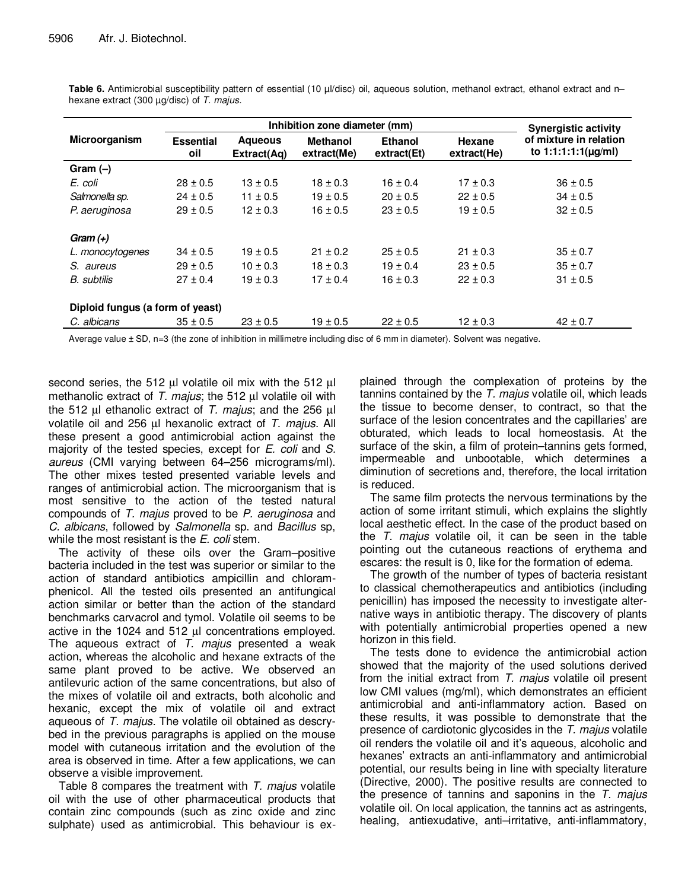**Table 6.** Antimicrobial susceptibility pattern of essential (10 µl/disc) oil, aqueous solution, methanol extract, ethanol extract and n–hexane extract (300 µg/disc) of *T. majus.*

| Microorganism | Inhibition zone diameter (mm) | | | | | Synergistic activity of mixture in relation to 1:1:1:1:1(µg/ml) |
|---|---|---|---|---|---|---|
| | Essential oil | Aqueous Extract(Aq) | Methanol extract(Me) | Ethanol extract(Et) | Hexane extract(He) | |
| **Gram (–)** | | | | | | |
| *E. coli* | 28 ± 0.5 | 13 ± 0.5 | 18 ± 0.3 | 16 ± 0.4 | 17 ± 0.3 | 36 ± 0.5 |
| *Salmonella sp.* | 24 ± 0.5 | 11 ± 0.5 | 19 ± 0.5 | 20 ± 0.5 | 22 ± 0.5 | 34 ± 0.5 |
| *P. aeruginosa* | 29 ± 0.5 | 12 ± 0.3 | 16 ± 0.5 | 23 ± 0.5 | 19 ± 0.5 | 32 ± 0.5 |
| ***Gram (+)*** | | | | | | |
| *L. monocytogenes* | 34 ± 0.5 | 19 ± 0.5 | 21 ± 0.2 | 25 ± 0.5 | 21 ± 0.3 | 35 ± 0.7 |
| *S. aureus* | 29 ± 0.5 | 10 ± 0.3 | 18 ± 0.3 | 19 ± 0.4 | 23 ± 0.5 | 35 ± 0.7 |
| *B. subtilis* | 27 ± 0.4 | 19 ± 0.3 | 17 ± 0.4 | 16 ± 0.3 | 22 ± 0.3 | 31 ± 0.5 |
| **Diploid fungus (a form of yeast)** | | | | | | |
| *C. albicans* | 35 ± 0.5 | 23 ± 0.5 | 19 ± 0.5 | 22 ± 0.5 | 12 ± 0.3 | 42 ± 0.7 |

Average value ± SD, n=3 (the zone of inhibition in millimetre including disc of 6 mm in diameter). Solvent was negative.

second series, the 512 µl volatile oil mix with the 512 µl methanolic extract of *T. majus*; the 512 µl volatile oil with the 512 µl ethanolic extract of *T. majus*; and the 256 µl volatile oil and 256 µl hexanolic extract of *T. majus.* All these present a good antimicrobial action against the majority of the tested species, except for *E. coli* and *S. aureus* (CMI varying between 64–256 micrograms/ml). The other mixes tested presented variable levels and ranges of antimicrobial action. The microorganism that is most sensitive to the action of the tested natural compounds of *T. majus* proved to be *P. aeruginosa* and *C. albicans*, followed by *Salmonella* sp. and *Bacillus* sp, while the most resistant is the *E. coli* stem.

The activity of these oils over the Gram–positive bacteria included in the test was superior or similar to the action of standard antibiotics ampicillin and chloramphenicol. All the tested oils presented an antifungical action similar or better than the action of the standard benchmarks carvacrol and tymol. Volatile oil seems to be active in the 1024 and 512 µl concentrations employed. The aqueous extract of *T. majus* presented a weak action, whereas the alcoholic and hexane extracts of the same plant proved to be active. We observed an antilevuric action of the same concentrations, but also of the mixes of volatile oil and extracts, both alcoholic and hexanic, except the mix of volatile oil and extract aqueous of *T. majus*. The volatile oil obtained as descrybed in the previous paragraphs is applied on the mouse model with cutaneous irritation and the evolution of the area is observed in time. After a few applications, we can observe a visible improvement.

Table 8 compares the treatment with *T. majus* volatile oil with the use of other pharmaceutical products that contain zinc compounds (such as zinc oxide and zinc sulphate) used as antimicrobial. This behaviour is explained through the complexation of proteins by the tannins contained by the *T. majus* volatile oil, which leads the tissue to become denser, to contract, so that the surface of the lesion concentrates and the capillaries' are obturated, which leads to local homeostasis. At the surface of the skin, a film of protein–tannins gets formed, impermeable and unbootable, which determines a diminution of secretions and, therefore, the local irritation is reduced.

The same film protects the nervous terminations by the action of some irritant stimuli, which explains the slightly local aesthetic effect. In the case of the product based on the *T. majus* volatile oil, it can be seen in the table pointing out the cutaneous reactions of erythema and escares: the result is 0, like for the formation of edema.

The growth of the number of types of bacteria resistant to classical chemotherapeutics and antibiotics (including penicillin) has imposed the necessity to investigate alternative ways in antibiotic therapy. The discovery of plants with potentially antimicrobial properties opened a new horizon in this field.

The tests done to evidence the antimicrobial action showed that the majority of the used solutions derived from the initial extract from *T. majus* volatile oil present low CMI values (mg/ml), which demonstrates an efficient antimicrobial and anti-inflammatory action. Based on these results, it was possible to demonstrate that the presence of cardiotonic glycosides in the *T. majus* volatile oil renders the volatile oil and it's aqueous, alcoholic and hexanes' extracts an anti-inflammatory and antimicrobial potential, our results being in line with specialty literature (Directive, 2000). The positive results are connected to the presence of tannins and saponins in the *T. majus* volatile oil. On local application, the tannins act as astringents, healing, antiexudative, anti–irritative, anti-inflammatory,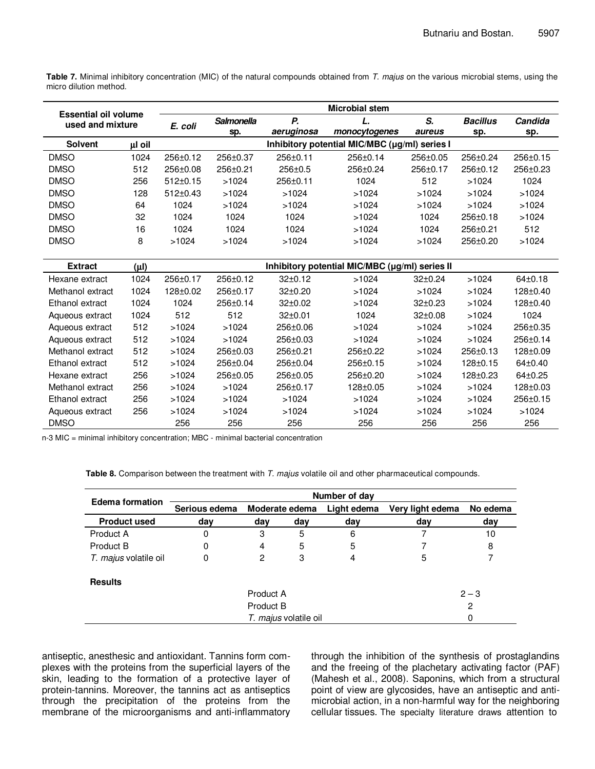**Table 7.** Minimal inhibitory concentration (MIC) of the natural compounds obtained from *T. majus* on the various microbial stems, using the micro dilution method.

| Essential oil volume used and mixture | | Microbial stem | | | | | | |
|---|---|---|---|---|---|---|---|---|
| | | *E. coli* | *Salmonella* sp. | *P. aeruginosa* | *L. monocytogenes* | *S. aureus* | *Bacillus* sp. | *Candida* sp. |
| **Solvent** | **µl oil** | **Inhibitory potential MIC/MBC (µg/ml) series I** | | | | | | |
| DMSO | 1024 | 256±0.12 | 256±0.37 | 256±0.11 | 256±0.14 | 256±0.05 | 256±0.24 | 256±0.15 |
| DMSO | 512 | 256±0.08 | 256±0.21 | 256±0.5 | 256±0.24 | 256±0.17 | 256±0.12 | 256±0.23 |
| DMSO | 256 | 512±0.15 | >1024 | 256±0.11 | 1024 | 512 | >1024 | 1024 |
| DMSO | 128 | 512±0.43 | >1024 | >1024 | >1024 | >1024 | >1024 | >1024 |
| DMSO | 64 | 1024 | >1024 | >1024 | >1024 | >1024 | >1024 | >1024 |
| DMSO | 32 | 1024 | 1024 | 1024 | >1024 | 1024 | 256±0.18 | >1024 |
| DMSO | 16 | 1024 | 1024 | 1024 | >1024 | 1024 | 256±0.21 | 512 |
| DMSO | 8 | >1024 | >1024 | >1024 | >1024 | >1024 | 256±0.20 | >1024 |
| **Extract** | **(µl)** | **Inhibitory potential MIC/MBC (µg/ml) series II** | | | | | | |
| Hexane extract | 1024 | 256±0.17 | 256±0.12 | 32±0.12 | >1024 | 32±0.24 | >1024 | 64±0.18 |
| Methanol extract | 1024 | 128±0.02 | 256±0.17 | 32±0.20 | >1024 | >1024 | >1024 | 128±0.40 |
| Ethanol extract | 1024 | 1024 | 256±0.14 | 32±0.02 | >1024 | 32±0.23 | >1024 | 128±0.40 |
| Aqueous extract | 1024 | 512 | 512 | 32±0.01 | 1024 | 32±0.08 | >1024 | 1024 |
| Aqueous extract | 512 | >1024 | >1024 | 256±0.06 | >1024 | >1024 | >1024 | 256±0.35 |
| Aqueous extract | 512 | >1024 | >1024 | 256±0.03 | >1024 | >1024 | >1024 | 256±0.14 |
| Methanol extract | 512 | >1024 | 256±0.03 | 256±0.21 | 256±0.22 | >1024 | 256±0.13 | 128±0.09 |
| Ethanol extract | 512 | >1024 | 256±0.04 | 256±0.04 | 256±0.15 | >1024 | 128±0.15 | 64±0.40 |
| Hexane extract | 256 | >1024 | 256±0.05 | 256±0.05 | 256±0.20 | >1024 | 128±0.23 | 64±0.25 |
| Methanol extract | 256 | >1024 | >1024 | 256±0.17 | 128±0.05 | >1024 | >1024 | 128±0.03 |
| Ethanol extract | 256 | >1024 | >1024 | >1024 | >1024 | >1024 | >1024 | 256±0.15 |
| Aqueous extract | 256 | >1024 | >1024 | >1024 | >1024 | >1024 | >1024 | >1024 |
| DMSO | | 256 | 256 | 256 | 256 | 256 | 256 | 256 |

n-3 MIC = minimal inhibitory concentration; MBC - minimal bacterial concentration

**Table 8.** Comparison between the treatment with *T. majus* volatile oil and other pharmaceutical compounds.

| Edema formation | Number of day | | | | | |
|---|---|---|---|---|---|---|
| | Serious edema | Moderate edema | | Light edema | Very light edema | No edema |
| **Product used** | **day** | **day** | **day** | **day** | **day** | **day** |
| Product A | 0 | 3 | 5 | 6 | 7 | 10 |
| Product B | 0 | 4 | 5 | 5 | 7 | 8 |
| *T. majus* volatile oil | 0 | 2 | 3 | 4 | 5 | 7 |
| **Results** | | | | | | |
| | | Product A | | | | 2 – 3 |
| | | Product B | | | | 2 |
| | | *T. majus* volatile oil | | | | 0 |

antiseptic, anesthesic and antioxidant. Tannins form complexes with the proteins from the superficial layers of the skin, leading to the formation of a protective layer of protein-tannins. Moreover, the tannins act as antiseptics through the precipitation of the proteins from the membrane of the microorganisms and anti-inflammatory through the inhibition of the synthesis of prostaglandins and the freeing of the plachetary activating factor (PAF) (Mahesh et al., 2008). Saponins, which from a structural point of view are glycosides, have an antiseptic and antimicrobial action, in a non-harmful way for the neighboring cellular tissues. The specialty literature draws attention to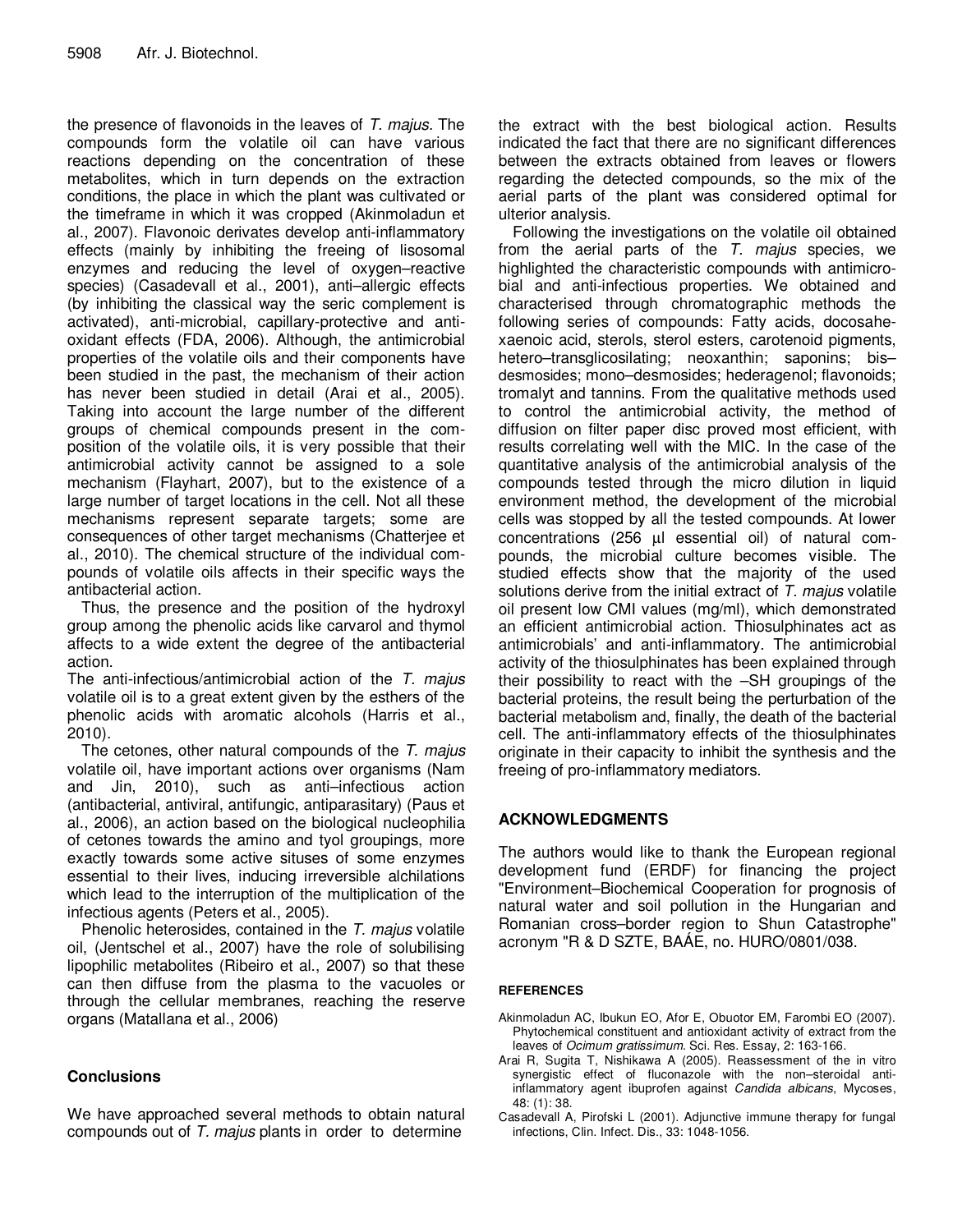the presence of flavonoids in the leaves of *T. majus*. The compounds form the volatile oil can have various reactions depending on the concentration of these metabolites, which in turn depends on the extraction conditions, the place in which the plant was cultivated or the timeframe in which it was cropped (Akinmoladun et al., 2007). Flavonoic derivates develop anti-inflammatory effects (mainly by inhibiting the freeing of lisosomal enzymes and reducing the level of oxygen–reactive species) (Casadevall et al., 2001), anti–allergic effects (by inhibiting the classical way the seric complement is activated), anti-microbial, capillary-protective and anti-oxidant effects (FDA, 2006). Although, the antimicrobial properties of the volatile oils and their components have been studied in the past, the mechanism of their action has never been studied in detail (Arai et al., 2005). Taking into account the large number of the different groups of chemical compounds present in the composition of the volatile oils, it is very possible that their antimicrobial activity cannot be assigned to a sole mechanism (Flayhart, 2007), but to the existence of a large number of target locations in the cell. Not all these mechanisms represent separate targets; some are consequences of other target mechanisms (Chatterjee et al., 2010). The chemical structure of the individual compounds of volatile oils affects in their specific ways the antibacterial action.

Thus, the presence and the position of the hydroxyl group among the phenolic acids like carvarol and thymol affects to a wide extent the degree of the antibacterial action.

The anti-infectious/antimicrobial action of the *T. majus* volatile oil is to a great extent given by the esthers of the phenolic acids with aromatic alcohols (Harris et al., 2010).

The cetones, other natural compounds of the *T. majus* volatile oil, have important actions over organisms (Nam and Jin, 2010), such as anti–infectious action (antibacterial, antiviral, antifungic, antiparasitary) (Paus et al., 2006), an action based on the biological nucleophilia of cetones towards the amino and tyol groupings, more exactly towards some active situses of some enzymes essential to their lives, inducing irreversible alchilations which lead to the interruption of the multiplication of the infectious agents (Peters et al., 2005).

Phenolic heterosides, contained in the *T. majus* volatile oil, (Jentschel et al., 2007) have the role of solubilising lipophilic metabolites (Ribeiro et al., 2007) so that these can then diffuse from the plasma to the vacuoles or through the cellular membranes, reaching the reserve organs (Matallana et al., 2006)

## Conclusions

We have approached several methods to obtain natural compounds out of *T. majus* plants in order to determine the extract with the best biological action. Results indicated the fact that there are no significant differences between the extracts obtained from leaves or flowers regarding the detected compounds, so the mix of the aerial parts of the plant was considered optimal for ulterior analysis.

Following the investigations on the volatile oil obtained from the aerial parts of the *T. majus* species, we highlighted the characteristic compounds with antimicrobial and anti-infectious properties. We obtained and characterised through chromatographic methods the following series of compounds: Fatty acids, docosahexaenoic acid, sterols, sterol esters, carotenoid pigments, hetero–transglicosilating; neoxanthin; saponins; bis–desmosides; mono–desmosides; hederagenol; flavonoids; tromalyt and tannins. From the qualitative methods used to control the antimicrobial activity, the method of diffusion on filter paper disc proved most efficient, with results correlating well with the MIC. In the case of the quantitative analysis of the antimicrobial analysis of the compounds tested through the micro dilution in liquid environment method, the development of the microbial cells was stopped by all the tested compounds. At lower concentrations (256 µl essential oil) of natural compounds, the microbial culture becomes visible. The studied effects show that the majority of the used solutions derive from the initial extract of *T. majus* volatile oil present low CMI values (mg/ml), which demonstrated an efficient antimicrobial action. Thiosulphinates act as antimicrobials' and anti-inflammatory. The antimicrobial activity of the thiosulphinates has been explained through their possibility to react with the –SH groupings of the bacterial proteins, the result being the perturbation of the bacterial metabolism and, finally, the death of the bacterial cell. The anti-inflammatory effects of the thiosulphinates originate in their capacity to inhibit the synthesis and the freeing of pro-inflammatory mediators.

## ACKNOWLEDGMENTS

The authors would like to thank the European regional development fund (ERDF) for financing the project "Environment–Biochemical Cooperation for prognosis of natural water and soil pollution in the Hungarian and Romanian cross–border region to Shun Catastrophe" acronym "R & D SZTE, BAÁE, no. HURO/0801/038.

## REFERENCES

Akinmoladun AC, Ibukun EO, Afor E, Obuotor EM, Farombi EO (2007). Phytochemical constituent and antioxidant activity of extract from the leaves of *Ocimum gratissimum*. Sci. Res. Essay, 2: 163-166.

Arai R, Sugita T, Nishikawa A (2005). Reassessment of the in vitro synergistic effect of fluconazole with the non–steroidal anti-inflammatory agent ibuprofen against *Candida albicans*, Mycoses, 48: (1): 38.

Casadevall A, Pirofski L (2001). Adjunctive immune therapy for fungal infections, Clin. Infect. Dis., 33: 1048-1056.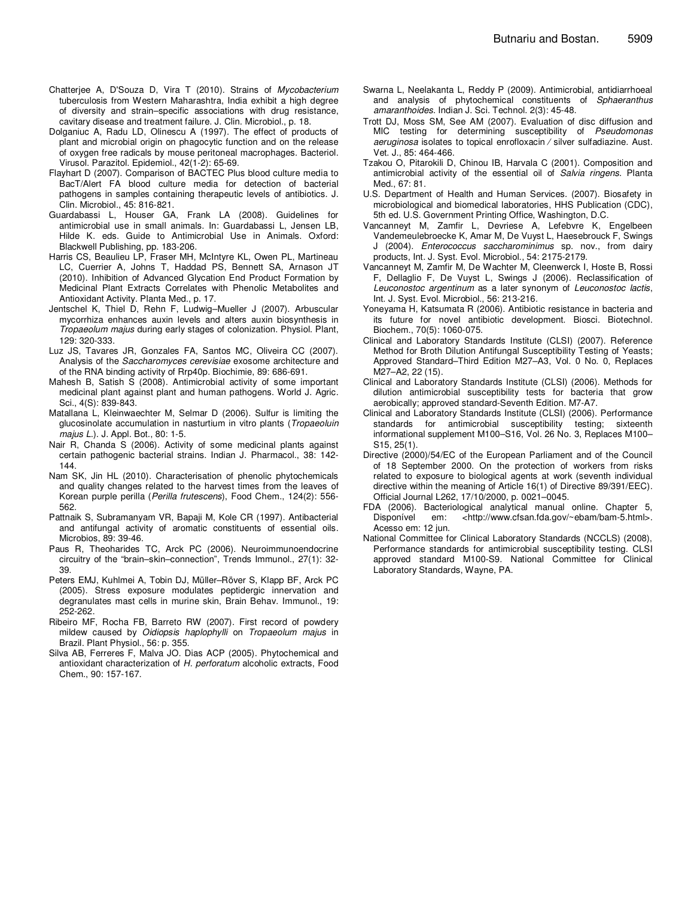Chatterjee A, D'Souza D, Vira T (2010). Strains of *Mycobacterium* tuberculosis from Western Maharashtra, India exhibit a high degree of diversity and strain–specific associations with drug resistance, cavitary disease and treatment failure. J. Clin. Microbiol., p. 18.

Dolganiuc A, Radu LD, Olinescu A (1997). The effect of products of plant and microbial origin on phagocytic function and on the release of oxygen free radicals by mouse peritoneal macrophages. Bacteriol. Virusol. Parazitol. Epidemiol., 42(1-2): 65-69.

Flayhart D (2007). Comparison of BACTEC Plus blood culture media to BacT/Alert FA blood culture media for detection of bacterial pathogens in samples containing therapeutic levels of antibiotics. J. Clin. Microbiol., 45: 816-821.

Guardabassi L, Houser GA, Frank LA (2008). Guidelines for antimicrobial use in small animals. In: Guardabassi L, Jensen LB, Hilde K. eds. Guide to Antimicrobial Use in Animals. Oxford: Blackwell Publishing, pp. 183-206.

Harris CS, Beaulieu LP, Fraser MH, McIntyre KL, Owen PL, Martineau LC, Cuerrier A, Johns T, Haddad PS, Bennett SA, Arnason JT (2010). Inhibition of Advanced Glycation End Product Formation by Medicinal Plant Extracts Correlates with Phenolic Metabolites and Antioxidant Activity. Planta Med., p. 17.

Jentschel K, Thiel D, Rehn F, Ludwig–Mueller J (2007). Arbuscular mycorrhiza enhances auxin levels and alters auxin biosynthesis in *Tropaeolum majus* during early stages of colonization. Physiol. Plant, 129: 320-333.

Luz JS, Tavares JR, Gonzales FA, Santos MC, Oliveira CC (2007). Analysis of the *Saccharomyces cerevisiae* exosome architecture and of the RNA binding activity of Rrp40p. Biochimie, 89: 686-691.

Mahesh B, Satish S (2008). Antimicrobial activity of some important medicinal plant against plant and human pathogens. World J. Agric. Sci., 4(S): 839-843.

Matallana L, Kleinwaechter M, Selmar D (2006). Sulfur is limiting the glucosinolate accumulation in nasturtium in vitro plants (*Tropaeoluin majus L.*). J. Appl. Bot., 80: 1-5.

Nair R, Chanda S (2006). Activity of some medicinal plants against certain pathogenic bacterial strains. Indian J. Pharmacol., 38: 142-144.

Nam SK, Jin HL (2010). Characterisation of phenolic phytochemicals and quality changes related to the harvest times from the leaves of Korean purple perilla (*Perilla frutescens*), Food Chem., 124(2): 556-562.

Pattnaik S, Subramanyam VR, Bapaji M, Kole CR (1997). Antibacterial and antifungal activity of aromatic constituents of essential oils. Microbios, 89: 39-46.

Paus R, Theoharides TC, Arck PC (2006). Neuroimmunoendocrine circuitry of the "brain–skin–connection", Trends Immunol., 27(1): 32-39.

Peters EMJ, Kuhlmei A, Tobin DJ, Müller–Röver S, Klapp BF, Arck PC (2005). Stress exposure modulates peptidergic innervation and degranulates mast cells in murine skin, Brain Behav. Immunol., 19: 252-262.

Ribeiro MF, Rocha FB, Barreto RW (2007). First record of powdery mildew caused by *Oidiopsis haplophylli* on *Tropaeolum majus* in Brazil. Plant Physiol., 56: p. 355.

Silva AB, Ferreres F, Malva JO. Dias ACP (2005). Phytochemical and antioxidant characterization of *H. perforatum* alcoholic extracts, Food Chem., 90: 157-167.

Swarna L, Neelakanta L, Reddy P (2009). Antimicrobial, antidiarrhoeal and analysis of phytochemical constituents of *Sphaeranthus amaranthoides*. Indian J. Sci. Technol. 2(3): 45-48.

Trott DJ, Moss SM, See AM (2007). Evaluation of disc diffusion and MIC testing for determining susceptibility of *Pseudomonas aeruginosa* isolates to topical enrofloxacin ⁄ silver sulfadiazine. Aust. Vet. J., 85: 464-466.

Tzakou O, Pitarokili D, Chinou IB, Harvala C (2001). Composition and antimicrobial activity of the essential oil of *Salvia ringens*. Planta Med., 67: 81.

U.S. Department of Health and Human Services. (2007). Biosafety in microbiological and biomedical laboratories, HHS Publication (CDC), 5th ed. U.S. Government Printing Office, Washington, D.C.

Vancanneyt M, Zamfir L, Devriese A, Lefebvre K, Engelbeen Vandemeulebroecke K, Amar M, De Vuyst L, Haesebrouck F, Swings J (2004). *Enterococcus saccharominimus* sp. nov., from dairy products, Int. J. Syst. Evol. Microbiol., 54: 2175-2179.

Vancanneyt M, Zamfir M, De Wachter M, Cleenwerck I, Hoste B, Rossi F, Dellaglio F, De Vuyst L, Swings J (2006). Reclassification of *Leuconostoc argentinum* as a later synonym of *Leuconostoc lactis*, Int. J. Syst. Evol. Microbiol., 56: 213-216.

Yoneyama H, Katsumata R (2006). Antibiotic resistance in bacteria and its future for novel antibiotic development. Biosci. Biotechnol. Biochem., 70(5): 1060-075.

Clinical and Laboratory Standards Institute (CLSI) (2007). Reference Method for Broth Dilution Antifungal Susceptibility Testing of Yeasts; Approved Standard–Third Edition M27–A3, Vol. 0 No. 0, Replaces M27–A2, 22 (15).

Clinical and Laboratory Standards Institute (CLSI) (2006). Methods for dilution antimicrobial susceptibility tests for bacteria that grow aerobically; approved standard-Seventh Edition. M7-A7.

Clinical and Laboratory Standards Institute (CLSI) (2006). Performance standards for antimicrobial susceptibility testing; sixteenth informational supplement M100–S16, Vol. 26 No. 3, Replaces M100–S15, 25(1).

Directive (2000)/54/EC of the European Parliament and of the Council of 18 September 2000. On the protection of workers from risks related to exposure to biological agents at work (seventh individual directive within the meaning of Article 16(1) of Directive 89/391/EEC). Official Journal L262, 17/10/2000, p. 0021–0045.

FDA (2006). Bacteriological analytical manual online. Chapter 5, Disponível em: <http://www.cfsan.fda.gov/~ebam/bam-5.html>. Acesso em: 12 jun.

National Committee for Clinical Laboratory Standards (NCCLS) (2008), Performance standards for antimicrobial susceptibility testing. CLSI approved standard M100-S9. National Committee for Clinical Laboratory Standards, Wayne, PA.